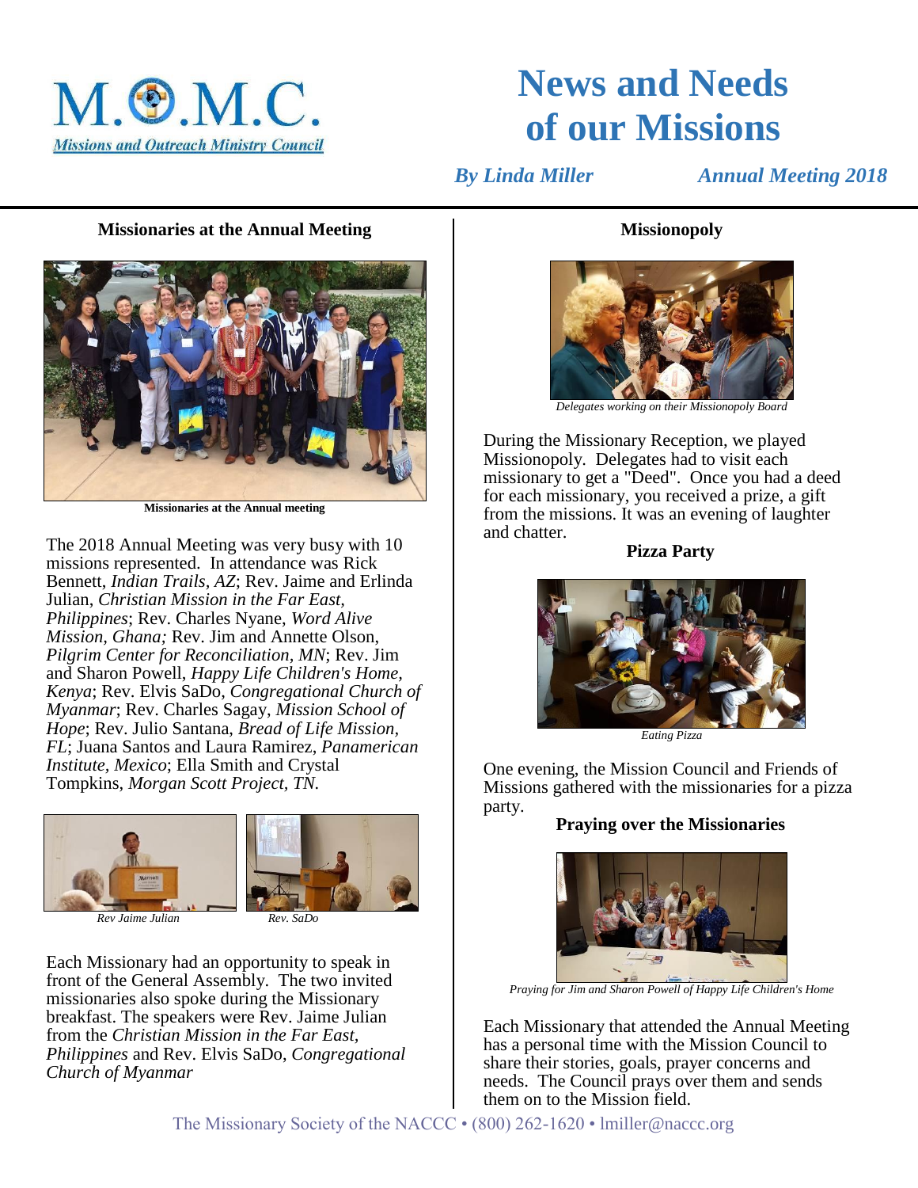M.O.M.C.

Missions and Outreach Ministry Council

# News and Needs of our Missions

*By Linda Miller* *Annual Meeting 2018*

### Missionaries at the Annual Meeting

Missionaries at the Annual meeting

The 2018 Annual Meeting was very busy with 10 missions represented. In attendance was Rick Bennett, *Indian Trails, AZ*; Rev. Jaime and Erlinda Julian, *Christian Mission in the Far East, Philippines*; Rev. Charles Nyane, *Word Alive Mission, Ghana;* Rev. Jim and Annette Olson, *Pilgrim Center for Reconciliation, MN*; Rev. Jim and Sharon Powell, *Happy Life Children's Home, Kenya*; Rev. Elvis SaDo, *Congregational Church of Myanmar*; Rev. Charles Sagay, *Mission School of Hope*; Rev. Julio Santana, *Bread of Life Mission, FL*; Juana Santos and Laura Ramirez, *Panamerican Institute, Mexico*; Ella Smith and Crystal Tompkins, *Morgan Scott Project, TN.*

*Rev Jaime Julian*

*Rev. SaDo*

Each Missionary had an opportunity to speak in front of the General Assembly. The two invited missionaries also spoke during the Missionary breakfast. The speakers were Rev. Jaime Julian from the *Christian Mission in the Far East, Philippines* and Rev. Elvis SaDo, *Congregational Church of Myanmar*

### Missionopoly

*Delegates working on their Missionopoly Board*

During the Missionary Reception, we played Missionopoly. Delegates had to visit each missionary to get a "Deed". Once you had a deed for each missionary, you received a prize, a gift from the missions. It was an evening of laughter and chatter.

### Pizza Party

*Eating Pizza*

One evening, the Mission Council and Friends of Missions gathered with the missionaries for a pizza party.

### Praying over the Missionaries

*Praying for Jim and Sharon Powell of Happy Life Children's Home*

Each Missionary that attended the Annual Meeting has a personal time with the Mission Council to share their stories, goals, prayer concerns and needs. The Council prays over them and sends them on to the Mission field.

The Missionary Society of the NACCC • (800) 262-1620 • lmiller@naccc.org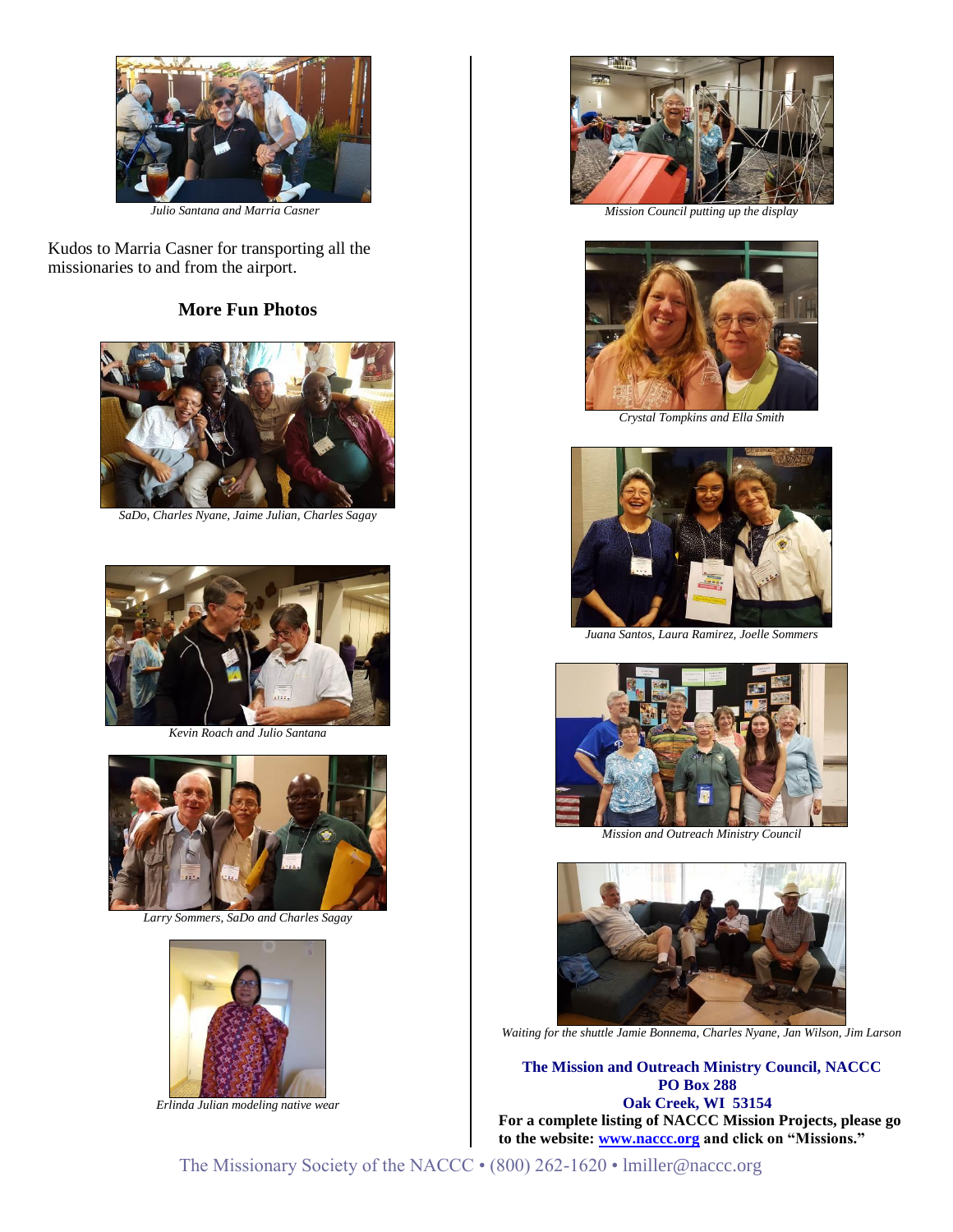*Julio Santana and Marria Casner*

Kudos to Marria Casner for transporting all the missionaries to and from the airport.

### More Fun Photos

*SaDo, Charles Nyane, Jaime Julian, Charles Sagay*

*Kevin Roach and Julio Santana*

*Larry Sommers, SaDo and Charles Sagay*

*Erlinda Julian modeling native wear*

*Mission Council putting up the display*

*Crystal Tompkins and Ella Smith*

*Juana Santos, Laura Ramirez, Joelle Sommers*

*Mission and Outreach Ministry Council*

*Waiting for the shuttle Jamie Bonnema, Charles Nyane, Jan Wilson, Jim Larson*

**The Mission and Outreach Ministry Council, NACCC**
**PO Box 288**
**Oak Creek, WI 53154**

**For a complete listing of NACCC Mission Projects, please go to the website: [www.naccc.org](http://www.naccc.org) and click on "Missions."**

The Missionary Society of the NACCC • (800) 262-1620 • lmiller@naccc.org